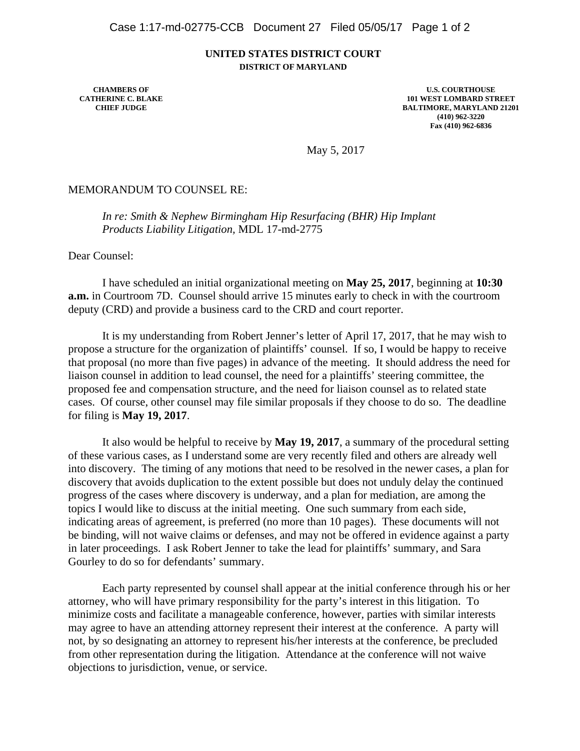**UNITED STATES DISTRICT COURT**
**DISTRICT OF MARYLAND**

**CHAMBERS OF**
**CATHERINE C. BLAKE**
**CHIEF JUDGE**

**U.S. COURTHOUSE**
**101 WEST LOMBARD STREET**
**BALTIMORE, MARYLAND 21201**
**(410) 962-3220**
**Fax (410) 962-6836**

May 5, 2017

MEMORANDUM TO COUNSEL RE:

*In re: Smith & Nephew Birmingham Hip Resurfacing (BHR) Hip Implant Products Liability Litigation,* MDL 17-md-2775

Dear Counsel:

I have scheduled an initial organizational meeting on **May 25, 2017**, beginning at **10:30 a.m.** in Courtroom 7D. Counsel should arrive 15 minutes early to check in with the courtroom deputy (CRD) and provide a business card to the CRD and court reporter.

It is my understanding from Robert Jenner's letter of April 17, 2017, that he may wish to propose a structure for the organization of plaintiffs' counsel. If so, I would be happy to receive that proposal (no more than five pages) in advance of the meeting. It should address the need for liaison counsel in addition to lead counsel, the need for a plaintiffs' steering committee, the proposed fee and compensation structure, and the need for liaison counsel as to related state cases. Of course, other counsel may file similar proposals if they choose to do so. The deadline for filing is **May 19, 2017**.

It also would be helpful to receive by **May 19, 2017**, a summary of the procedural setting of these various cases, as I understand some are very recently filed and others are already well into discovery. The timing of any motions that need to be resolved in the newer cases, a plan for discovery that avoids duplication to the extent possible but does not unduly delay the continued progress of the cases where discovery is underway, and a plan for mediation, are among the topics I would like to discuss at the initial meeting. One such summary from each side, indicating areas of agreement, is preferred (no more than 10 pages). These documents will not be binding, will not waive claims or defenses, and may not be offered in evidence against a party in later proceedings. I ask Robert Jenner to take the lead for plaintiffs' summary, and Sara Gourley to do so for defendants' summary.

Each party represented by counsel shall appear at the initial conference through his or her attorney, who will have primary responsibility for the party's interest in this litigation. To minimize costs and facilitate a manageable conference, however, parties with similar interests may agree to have an attending attorney represent their interest at the conference. A party will not, by so designating an attorney to represent his/her interests at the conference, be precluded from other representation during the litigation. Attendance at the conference will not waive objections to jurisdiction, venue, or service.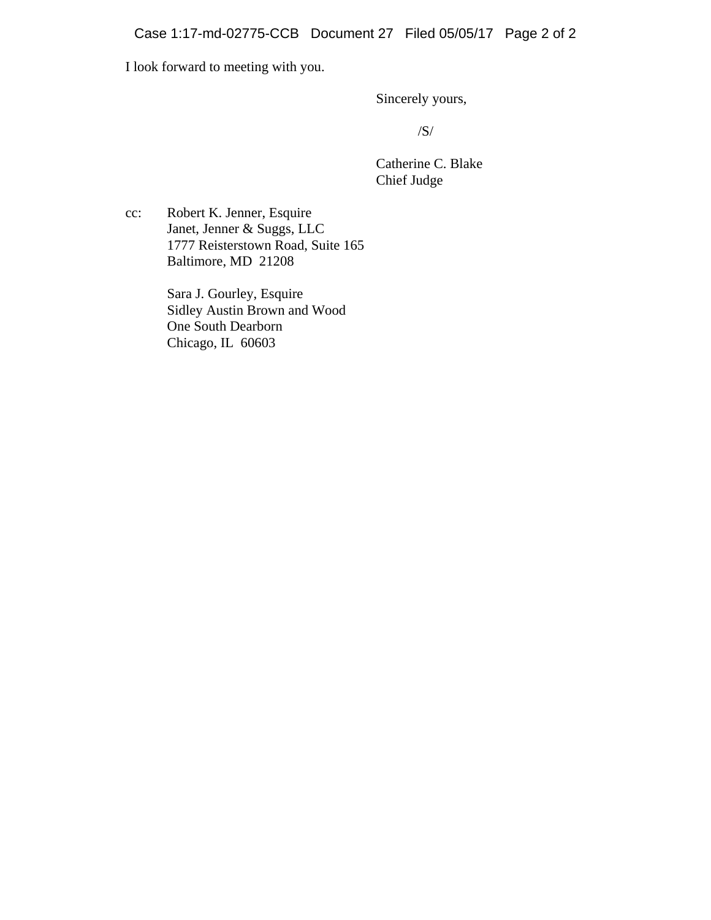I look forward to meeting with you.

Sincerely yours,

/S/

Catherine C. Blake
Chief Judge

cc: Robert K. Jenner, Esquire
Janet, Jenner & Suggs, LLC
1777 Reisterstown Road, Suite 165
Baltimore, MD 21208

Sara J. Gourley, Esquire
Sidley Austin Brown and Wood
One South Dearborn
Chicago, IL 60603